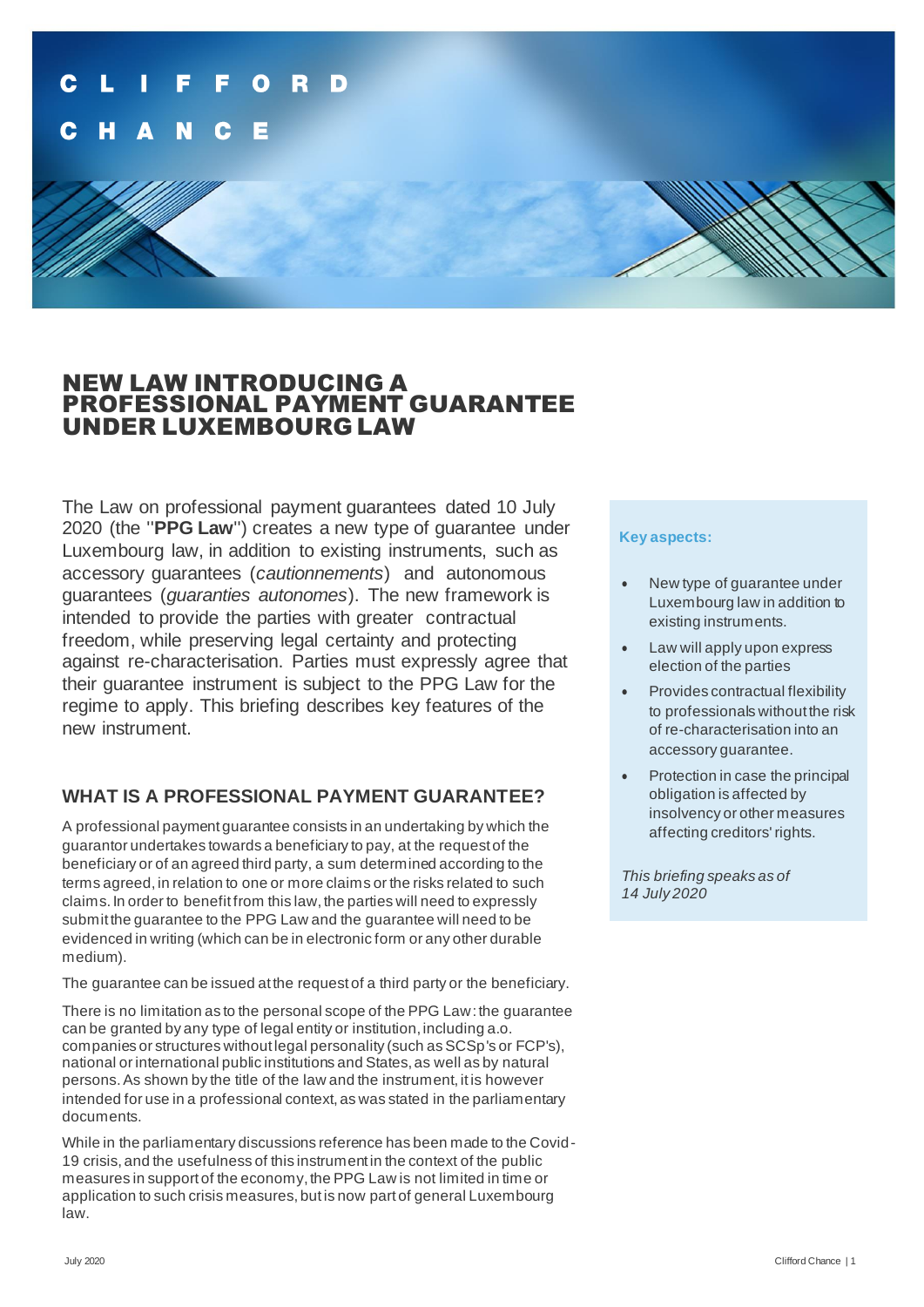# NEW LAW INTRODUCING A PROFESSIONAL PAYMENT GUARANTEE UNDER LUXEMBOURG LAW

The Law on professional payment guarantees dated 10 July 2020 (the "**PPG Law**") creates a new type of guarantee under Luxembourg law, in addition to existing instruments, such as accessory guarantees (*cautionnements*) and autonomous guarantees (*guaranties autonomes*). The new framework is intended to provide the parties with greater contractual freedom, while preserving legal certainty and protecting against re-characterisation. Parties must expressly agree that their guarantee instrument is subject to the PPG Law for the regime to apply. This briefing describes key features of the new instrument.

**Key aspects:**

- New type of guarantee under Luxembourg law in addition to existing instruments.
- Law will apply upon express election of the parties
- Provides contractual flexibility to professionals without the risk of re-characterisation into an accessory guarantee.
- Protection in case the principal obligation is affected by insolvency or other measures affecting creditors' rights.

*This briefing speaks as of 14 July 2020*

## WHAT IS A PROFESSIONAL PAYMENT GUARANTEE?

A professional payment guarantee consists in an undertaking by which the guarantor undertakes towards a beneficiary to pay, at the request of the beneficiary or of an agreed third party, a sum determined according to the terms agreed, in relation to one or more claims or the risks related to such claims. In order to benefit from this law, the parties will need to expressly submit the guarantee to the PPG Law and the guarantee will need to be evidenced in writing (which can be in electronic form or any other durable medium).

The guarantee can be issued at the request of a third party or the beneficiary.

There is no limitation as to the personal scope of the PPG Law: the guarantee can be granted by any type of legal entity or institution, including a.o. companies or structures without legal personality (such as SCSp's or FCP's), national or international public institutions and States, as well as by natural persons. As shown by the title of the law and the instrument, it is however intended for use in a professional context, as was stated in the parliamentary documents.

While in the parliamentary discussions reference has been made to the Covid-19 crisis, and the usefulness of this instrument in the context of the public measures in support of the economy, the PPG Law is not limited in time or application to such crisis measures, but is now part of general Luxembourg law.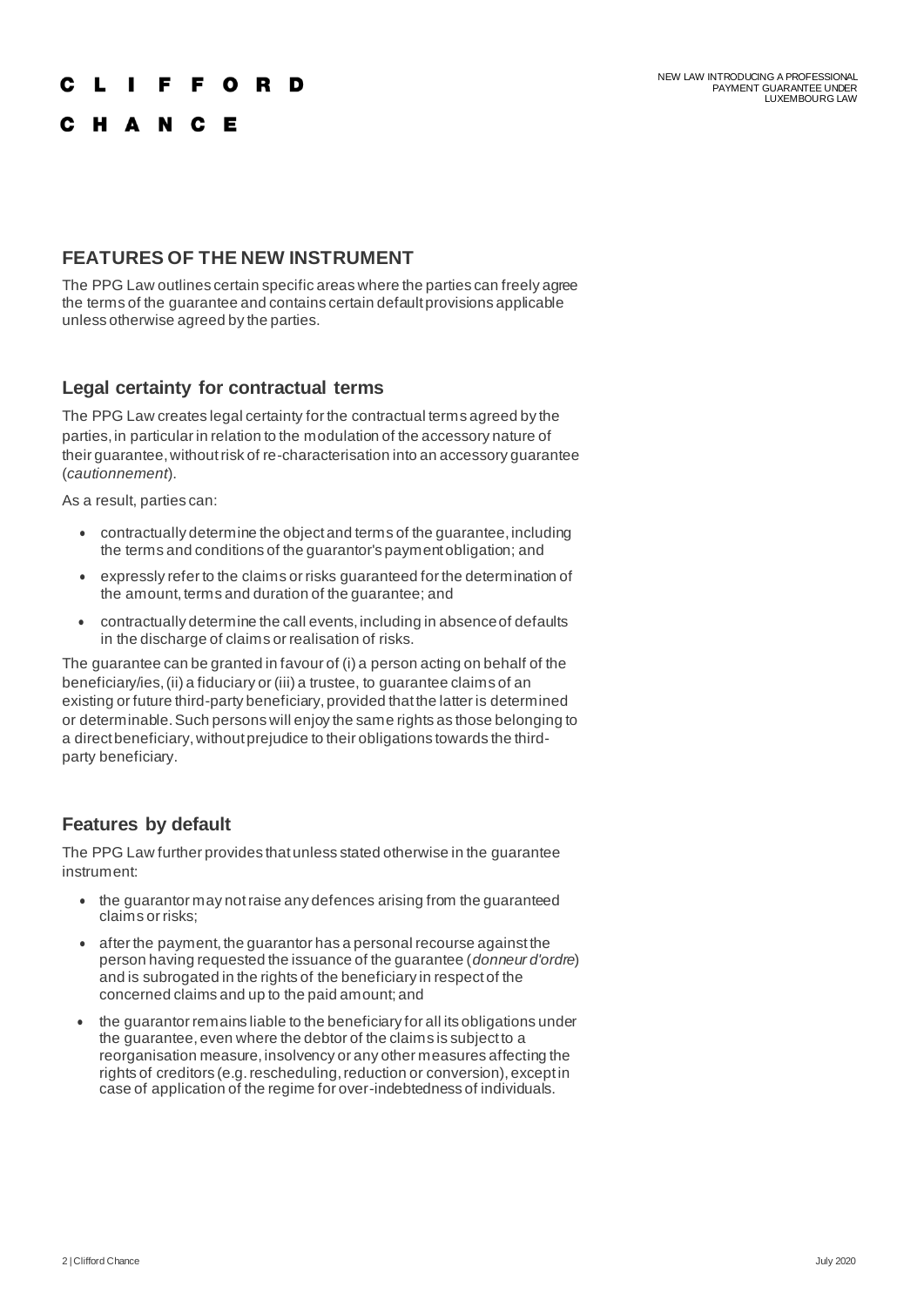## FEATURES OF THE NEW INSTRUMENT

The PPG Law outlines certain specific areas where the parties can freely agree the terms of the guarantee and contains certain default provisions applicable unless otherwise agreed by the parties.

### Legal certainty for contractual terms

The PPG Law creates legal certainty for the contractual terms agreed by the parties, in particular in relation to the modulation of the accessory nature of their guarantee, without risk of re-characterisation into an accessory guarantee (*cautionnement*).

As a result, parties can:

- contractually determine the object and terms of the guarantee, including the terms and conditions of the guarantor's payment obligation; and
- expressly refer to the claims or risks guaranteed for the determination of the amount, terms and duration of the guarantee; and
- contractually determine the call events, including in absence of defaults in the discharge of claims or realisation of risks.

The guarantee can be granted in favour of (i) a person acting on behalf of the beneficiary/ies, (ii) a fiduciary or (iii) a trustee, to guarantee claims of an existing or future third-party beneficiary, provided that the latter is determined or determinable. Such persons will enjoy the same rights as those belonging to a direct beneficiary, without prejudice to their obligations towards the third-party beneficiary.

### Features by default

The PPG Law further provides that unless stated otherwise in the guarantee instrument:

- the guarantor may not raise any defences arising from the guaranteed claims or risks;
- after the payment, the guarantor has a personal recourse against the person having requested the issuance of the guarantee (*donneur d'ordre*) and is subrogated in the rights of the beneficiary in respect of the concerned claims and up to the paid amount; and
- the guarantor remains liable to the beneficiary for all its obligations under the guarantee, even where the debtor of the claims is subject to a reorganisation measure, insolvency or any other measures affecting the rights of creditors (e.g. rescheduling, reduction or conversion), except in case of application of the regime for over-indebtedness of individuals.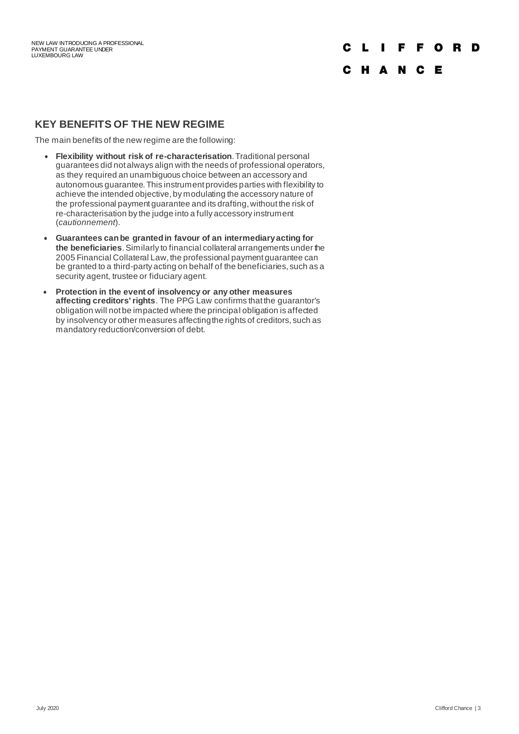## KEY BENEFITS OF THE NEW REGIME

The main benefits of the new regime are the following:

- **Flexibility without risk of re-characterisation**. Traditional personal guarantees did not always align with the needs of professional operators, as they required an unambiguous choice between an accessory and autonomous guarantee. This instrument provides parties with flexibility to achieve the intended objective, by modulating the accessory nature of the professional payment guarantee and its drafting, without the risk of re-characterisation by the judge into a fully accessory instrument (*cautionnement*).
- **Guarantees can be granted in favour of an intermediary acting for the beneficiaries**. Similarly to financial collateral arrangements under the 2005 Financial Collateral Law, the professional payment guarantee can be granted to a third-party acting on behalf of the beneficiaries, such as a security agent, trustee or fiduciary agent.
- **Protection in the event of insolvency or any other measures affecting creditors' rights**. The PPG Law confirms that the guarantor's obligation will not be impacted where the principal obligation is affected by insolvency or other measures affecting the rights of creditors, such as mandatory reduction/conversion of debt.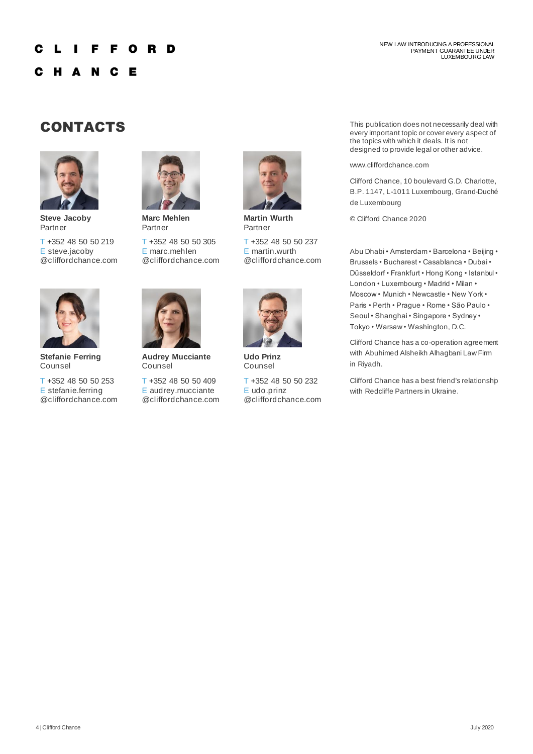## CONTACTS

**Steve Jacoby**
Partner

T +352 48 50 50 219
E steve.jacoby@cliffordchance.com

**Marc Mehlen**
Partner

T +352 48 50 50 305
E marc.mehlen@cliffordchance.com

**Martin Wurth**
Partner

T +352 48 50 50 237
E martin.wurth@cliffordchance.com

**Stefanie Ferring**
Counsel

T +352 48 50 50 253
E stefanie.ferring@cliffordchance.com

**Audrey Mucciante**
Counsel

T +352 48 50 50 409
E audrey.mucciante@cliffordchance.com

**Udo Prinz**
Counsel

T +352 48 50 50 232
E udo.prinz@cliffordchance.com

This publication does not necessarily deal with every important topic or cover every aspect of the topics with which it deals. It is not designed to provide legal or other advice.

www.cliffordchance.com

Clifford Chance, 10 boulevard G.D. Charlotte, B.P. 1147, L-1011 Luxembourg, Grand-Duché de Luxembourg

© Clifford Chance 2020

Abu Dhabi • Amsterdam • Barcelona • Beijing • Brussels • Bucharest • Casablanca • Dubai • Düsseldorf • Frankfurt • Hong Kong • Istanbul • London • Luxembourg • Madrid • Milan • Moscow • Munich • Newcastle • New York • Paris • Perth • Prague • Rome • São Paulo • Seoul • Shanghai • Singapore • Sydney • Tokyo • Warsaw • Washington, D.C.

Clifford Chance has a co-operation agreement with Abuhimed Alsheikh Alhagbani Law Firm in Riyadh.

Clifford Chance has a best friend's relationship with Redcliffe Partners in Ukraine.